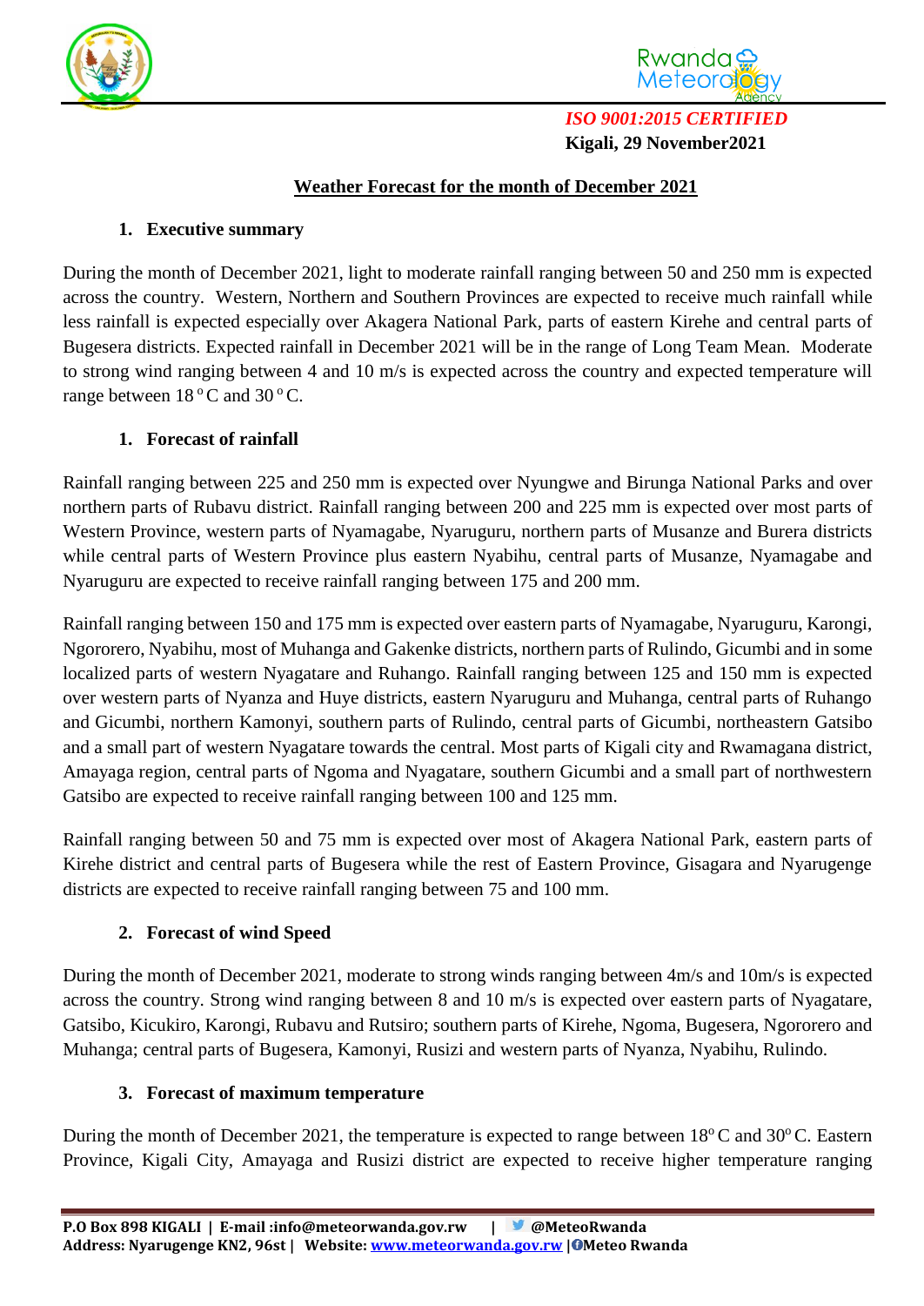*ISO 9001:2015 CERTIFIED*
**Kigali, 29 November2021**

## Weather Forecast for the month of December 2021

### 1. Executive summary

During the month of December 2021, light to moderate rainfall ranging between 50 and 250 mm is expected across the country. Western, Northern and Southern Provinces are expected to receive much rainfall while less rainfall is expected especially over Akagera National Park, parts of eastern Kirehe and central parts of Bugesera districts. Expected rainfall in December 2021 will be in the range of Long Team Mean. Moderate to strong wind ranging between 4 and 10 m/s is expected across the country and expected temperature will range between 18 $^{o}$C and 30 $^{o}$C.

### 1. Forecast of rainfall

Rainfall ranging between 225 and 250 mm is expected over Nyungwe and Birunga National Parks and over northern parts of Rubavu district. Rainfall ranging between 200 and 225 mm is expected over most parts of Western Province, western parts of Nyamagabe, Nyaruguru, northern parts of Musanze and Burera districts while central parts of Western Province plus eastern Nyabihu, central parts of Musanze, Nyamagabe and Nyaruguru are expected to receive rainfall ranging between 175 and 200 mm.

Rainfall ranging between 150 and 175 mm is expected over eastern parts of Nyamagabe, Nyaruguru, Karongi, Ngororero, Nyabihu, most of Muhanga and Gakenke districts, northern parts of Rulindo, Gicumbi and in some localized parts of western Nyagatare and Ruhango. Rainfall ranging between 125 and 150 mm is expected over western parts of Nyanza and Huye districts, eastern Nyaruguru and Muhanga, central parts of Ruhango and Gicumbi, northern Kamonyi, southern parts of Rulindo, central parts of Gicumbi, northeastern Gatsibo and a small part of western Nyagatare towards the central. Most parts of Kigali city and Rwamagana district, Amayaga region, central parts of Ngoma and Nyagatare, southern Gicumbi and a small part of northwestern Gatsibo are expected to receive rainfall ranging between 100 and 125 mm.

Rainfall ranging between 50 and 75 mm is expected over most of Akagera National Park, eastern parts of Kirehe district and central parts of Bugesera while the rest of Eastern Province, Gisagara and Nyarugenge districts are expected to receive rainfall ranging between 75 and 100 mm.

### 2. Forecast of wind Speed

During the month of December 2021, moderate to strong winds ranging between 4m/s and 10m/s is expected across the country. Strong wind ranging between 8 and 10 m/s is expected over eastern parts of Nyagatare, Gatsibo, Kicukiro, Karongi, Rubavu and Rutsiro; southern parts of Kirehe, Ngoma, Bugesera, Ngororero and Muhanga; central parts of Bugesera, Kamonyi, Rusizi and western parts of Nyanza, Nyabihu, Rulindo.

### 3. Forecast of maximum temperature

During the month of December 2021, the temperature is expected to range between 18$^{o}$C and 30$^{o}$C. Eastern Province, Kigali City, Amayaga and Rusizi district are expected to receive higher temperature ranging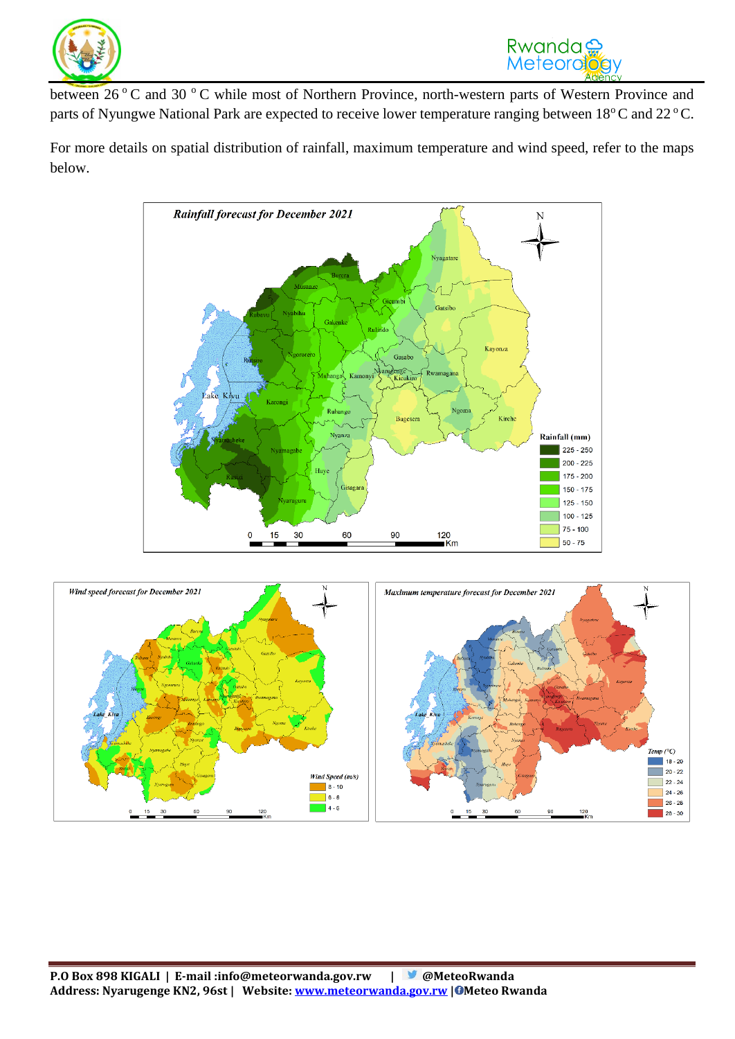between 26 °C and 30 °C while most of Northern Province, north-western parts of Western Province and parts of Nyungwe National Park are expected to receive lower temperature ranging between 18°C and 22 °C.

For more details on spatial distribution of rainfall, maximum temperature and wind speed, refer to the maps below.

*Rainfall forecast for December 2021*

Rainfall (mm)
225 - 250
200 - 225
175 - 200
150 - 175
125 - 150
100 - 125
75 - 100
50 - 75

0 15 30 60 90 120 Km

*Wind speed forecast for December 2021*

Wind Speed (m/s)
8 - 10
6 - 8
4 - 6

0 15 30 60 90 120 Km

*Maximum temperature forecast for December 2021*

Temp (°C)
18 - 20
20 - 22
22 - 24
24 - 26
26 - 28
28 - 30

0 15 30 60 90 120 Km